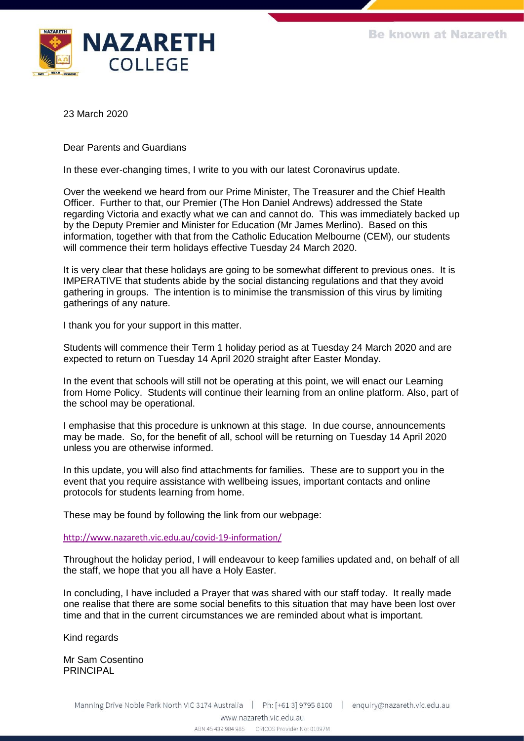23 March 2020

Dear Parents and Guardians

In these ever-changing times, I write to you with our latest Coronavirus update.

Over the weekend we heard from our Prime Minister, The Treasurer and the Chief Health Officer. Further to that, our Premier (The Hon Daniel Andrews) addressed the State regarding Victoria and exactly what we can and cannot do. This was immediately backed up by the Deputy Premier and Minister for Education (Mr James Merlino). Based on this information, together with that from the Catholic Education Melbourne (CEM), our students will commence their term holidays effective Tuesday 24 March 2020.

It is very clear that these holidays are going to be somewhat different to previous ones. It is IMPERATIVE that students abide by the social distancing regulations and that they avoid gathering in groups. The intention is to minimise the transmission of this virus by limiting gatherings of any nature.

I thank you for your support in this matter.

Students will commence their Term 1 holiday period as at Tuesday 24 March 2020 and are expected to return on Tuesday 14 April 2020 straight after Easter Monday.

In the event that schools will still not be operating at this point, we will enact our Learning from Home Policy. Students will continue their learning from an online platform. Also, part of the school may be operational.

I emphasise that this procedure is unknown at this stage. In due course, announcements may be made. So, for the benefit of all, school will be returning on Tuesday 14 April 2020 unless you are otherwise informed.

In this update, you will also find attachments for families. These are to support you in the event that you require assistance with wellbeing issues, important contacts and online protocols for students learning from home.

These may be found by following the link from our webpage:

http://www.nazareth.vic.edu.au/covid-19-information/

Throughout the holiday period, I will endeavour to keep families updated and, on behalf of all the staff, we hope that you all have a Holy Easter.

In concluding, I have included a Prayer that was shared with our staff today. It really made one realise that there are some social benefits to this situation that may have been lost over time and that in the current circumstances we are reminded about what is important.

Kind regards

Mr Sam Cosentino
PRINCIPAL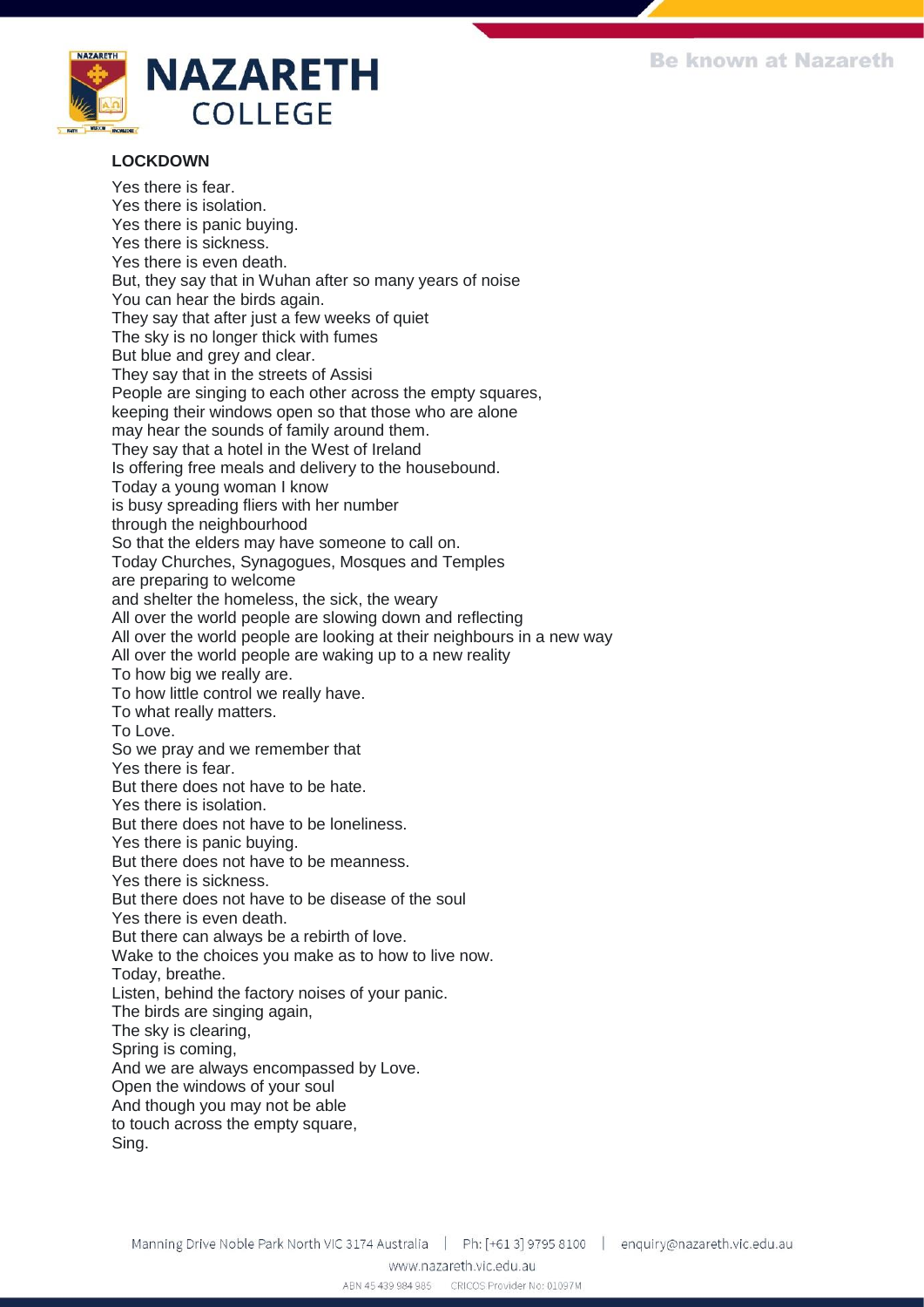**LOCKDOWN**

Yes there is fear.  
Yes there is isolation.  
Yes there is panic buying.  
Yes there is sickness.  
Yes there is even death.  
But, they say that in Wuhan after so many years of noise  
You can hear the birds again.  
They say that after just a few weeks of quiet  
The sky is no longer thick with fumes  
But blue and grey and clear.  
They say that in the streets of Assisi  
People are singing to each other across the empty squares,  
keeping their windows open so that those who are alone  
may hear the sounds of family around them.  
They say that a hotel in the West of Ireland  
Is offering free meals and delivery to the housebound.  
Today a young woman I know  
is busy spreading fliers with her number  
through the neighbourhood  
So that the elders may have someone to call on.  
Today Churches, Synagogues, Mosques and Temples  
are preparing to welcome  
and shelter the homeless, the sick, the weary  
All over the world people are slowing down and reflecting  
All over the world people are looking at their neighbours in a new way  
All over the world people are waking up to a new reality  
To how big we really are.  
To how little control we really have.  
To what really matters.  
To Love.  
So we pray and we remember that  
Yes there is fear.  
But there does not have to be hate.  
Yes there is isolation.  
But there does not have to be loneliness.  
Yes there is panic buying.  
But there does not have to be meanness.  
Yes there is sickness.  
But there does not have to be disease of the soul  
Yes there is even death.  
But there can always be a rebirth of love.  
Wake to the choices you make as to how to live now.  
Today, breathe.  
Listen, behind the factory noises of your panic.  
The birds are singing again,  
The sky is clearing,  
Spring is coming,  
And we are always encompassed by Love.  
Open the windows of your soul  
And though you may not be able  
to touch across the empty square,  
Sing.